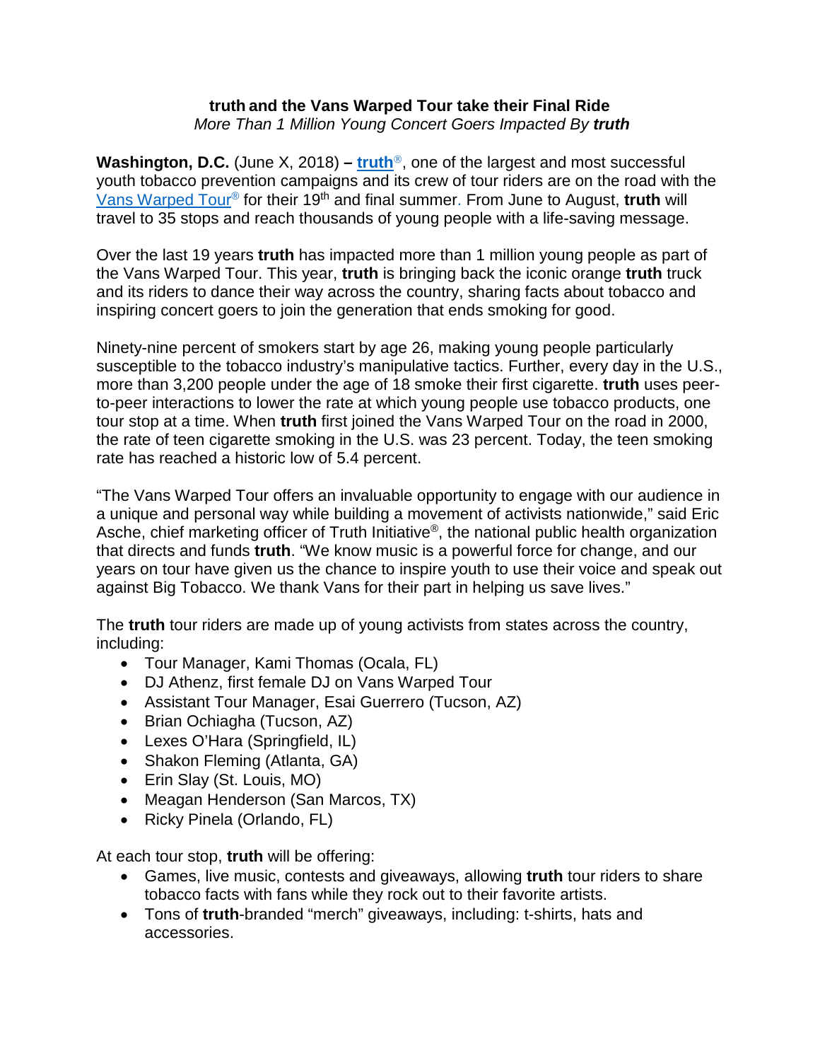**truth and the Vans Warped Tour take their Final Ride**

*More Than 1 Million Young Concert Goers Impacted By* ***truth***

**Washington, D.C.** (June X, 2018) **– truth**®, one of the largest and most successful youth tobacco prevention campaigns and its crew of tour riders are on the road with the Vans Warped Tour® for their 19th and final summer. From June to August, **truth** will travel to 35 stops and reach thousands of young people with a life-saving message.

Over the last 19 years **truth** has impacted more than 1 million young people as part of the Vans Warped Tour. This year, **truth** is bringing back the iconic orange **truth** truck and its riders to dance their way across the country, sharing facts about tobacco and inspiring concert goers to join the generation that ends smoking for good.

Ninety-nine percent of smokers start by age 26, making young people particularly susceptible to the tobacco industry's manipulative tactics. Further, every day in the U.S., more than 3,200 people under the age of 18 smoke their first cigarette. **truth** uses peer-to-peer interactions to lower the rate at which young people use tobacco products, one tour stop at a time. When **truth** first joined the Vans Warped Tour on the road in 2000, the rate of teen cigarette smoking in the U.S. was 23 percent. Today, the teen smoking rate has reached a historic low of 5.4 percent.

"The Vans Warped Tour offers an invaluable opportunity to engage with our audience in a unique and personal way while building a movement of activists nationwide," said Eric Asche, chief marketing officer of Truth Initiative®, the national public health organization that directs and funds **truth**. "We know music is a powerful force for change, and our years on tour have given us the chance to inspire youth to use their voice and speak out against Big Tobacco. We thank Vans for their part in helping us save lives."

The **truth** tour riders are made up of young activists from states across the country, including:

- Tour Manager, Kami Thomas (Ocala, FL)
- DJ Athenz, first female DJ on Vans Warped Tour
- Assistant Tour Manager, Esai Guerrero (Tucson, AZ)
- Brian Ochiagha (Tucson, AZ)
- Lexes O'Hara (Springfield, IL)
- Shakon Fleming (Atlanta, GA)
- Erin Slay (St. Louis, MO)
- Meagan Henderson (San Marcos, TX)
- Ricky Pinela (Orlando, FL)

At each tour stop, **truth** will be offering:

- Games, live music, contests and giveaways, allowing **truth** tour riders to share tobacco facts with fans while they rock out to their favorite artists.
- Tons of **truth**-branded "merch" giveaways, including: t-shirts, hats and accessories.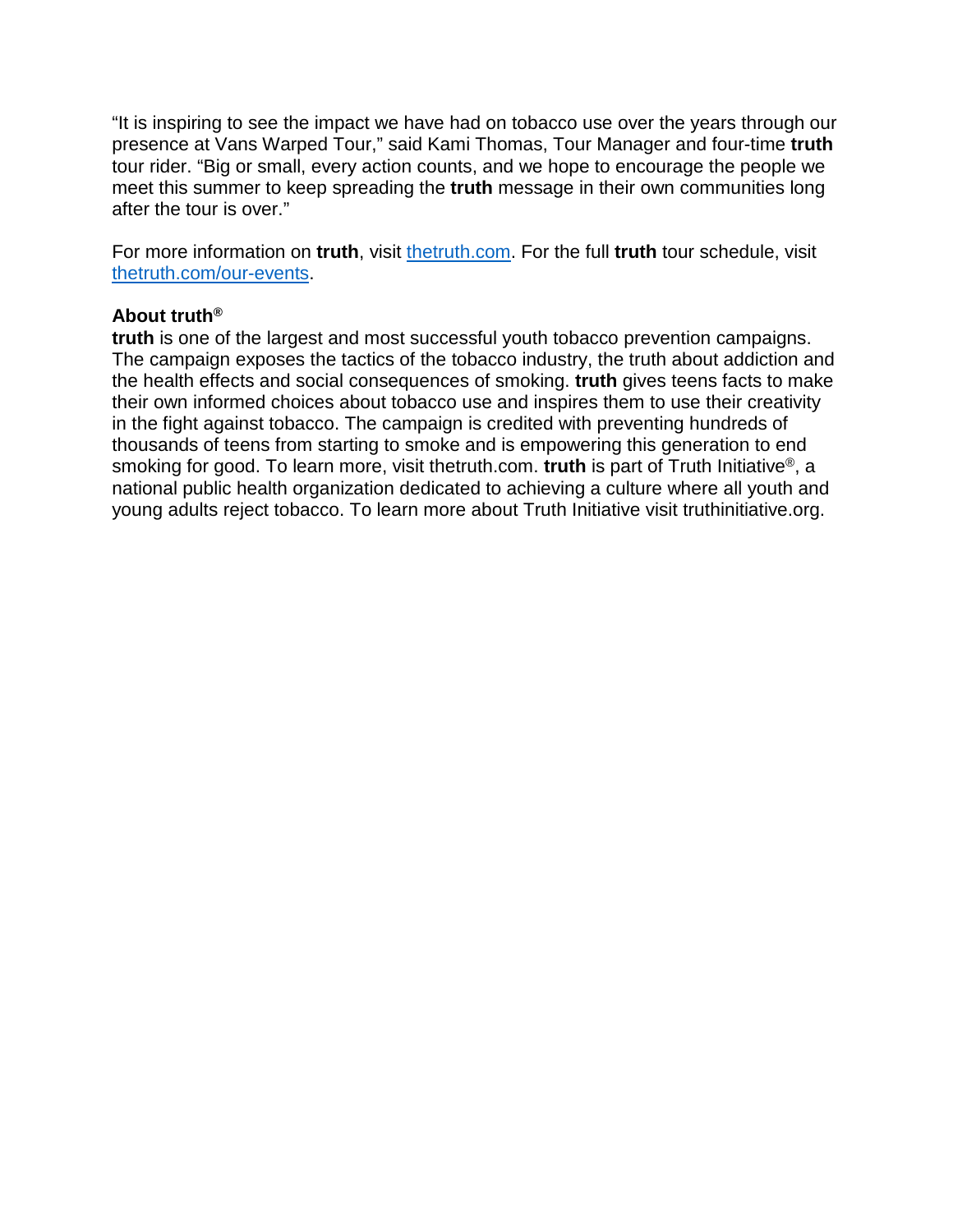"It is inspiring to see the impact we have had on tobacco use over the years through our presence at Vans Warped Tour," said Kami Thomas, Tour Manager and four-time **truth** tour rider. "Big or small, every action counts, and we hope to encourage the people we meet this summer to keep spreading the **truth** message in their own communities long after the tour is over."

For more information on **truth**, visit [thetruth.com](http://thetruth.com). For the full **truth** tour schedule, visit [thetruth.com/our-events](http://thetruth.com/our-events).

**About truth®**

**truth** is one of the largest and most successful youth tobacco prevention campaigns. The campaign exposes the tactics of the tobacco industry, the truth about addiction and the health effects and social consequences of smoking. **truth** gives teens facts to make their own informed choices about tobacco use and inspires them to use their creativity in the fight against tobacco. The campaign is credited with preventing hundreds of thousands of teens from starting to smoke and is empowering this generation to end smoking for good. To learn more, visit thetruth.com. **truth** is part of Truth Initiative®, a national public health organization dedicated to achieving a culture where all youth and young adults reject tobacco. To learn more about Truth Initiative visit truthinitiative.org.